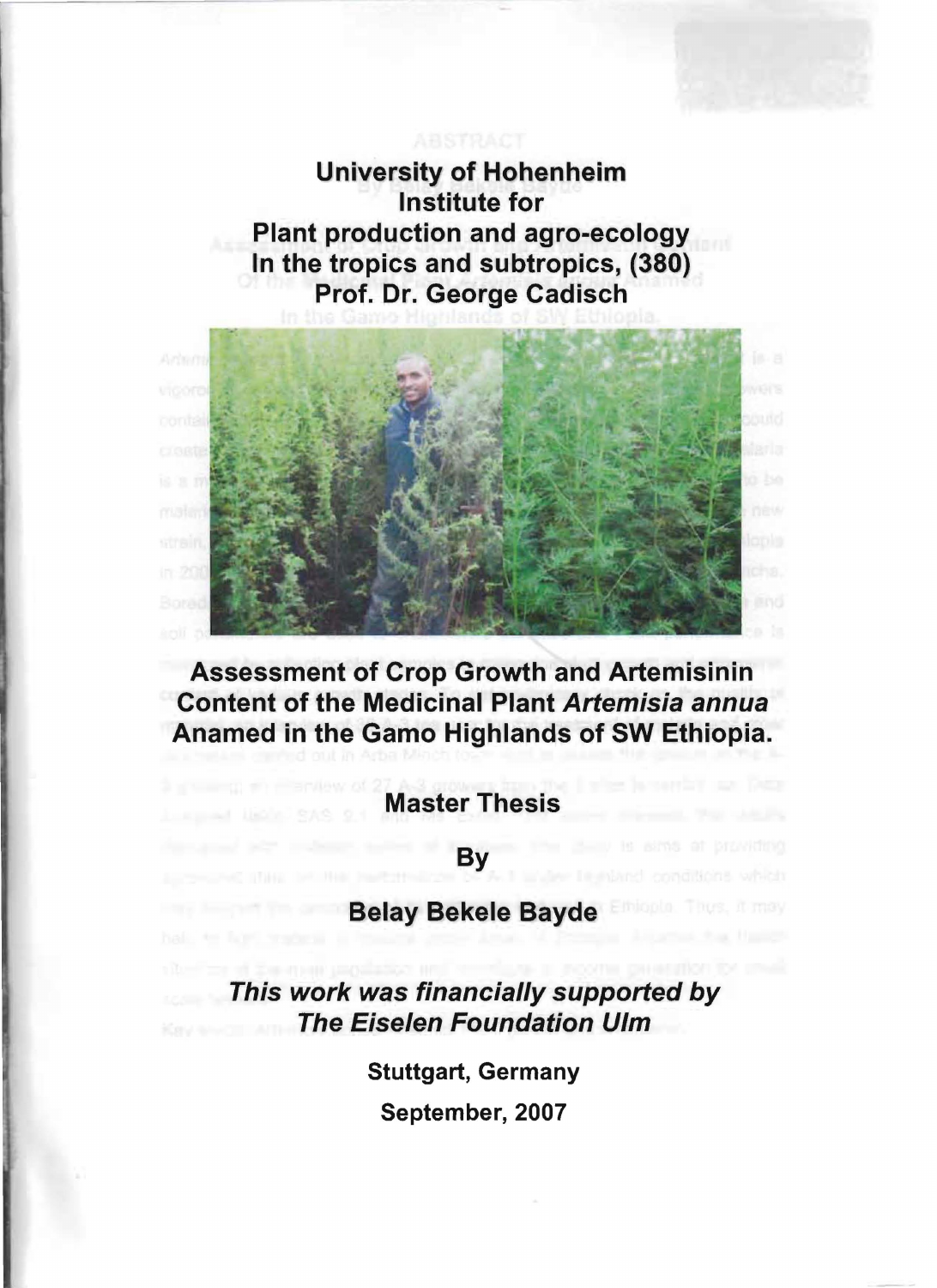**University of Hohenheim**
**Institute for**
**Plant production and agro-ecology**
**In the tropics and subtropics, (380)**
**Prof. Dr. George Cadisch**

# Assessment of Crop Growth and Artemisinin Content of the Medicinal Plant *Artemisia annua* Anamed in the Gamo Highlands of SW Ethiopia.

## Master Thesis

**By**

**Belay Bekele Bayde**

***This work was financially supported by The Eiselen Foundation Ulm***

**Stuttgart, Germany**

**September, 2007**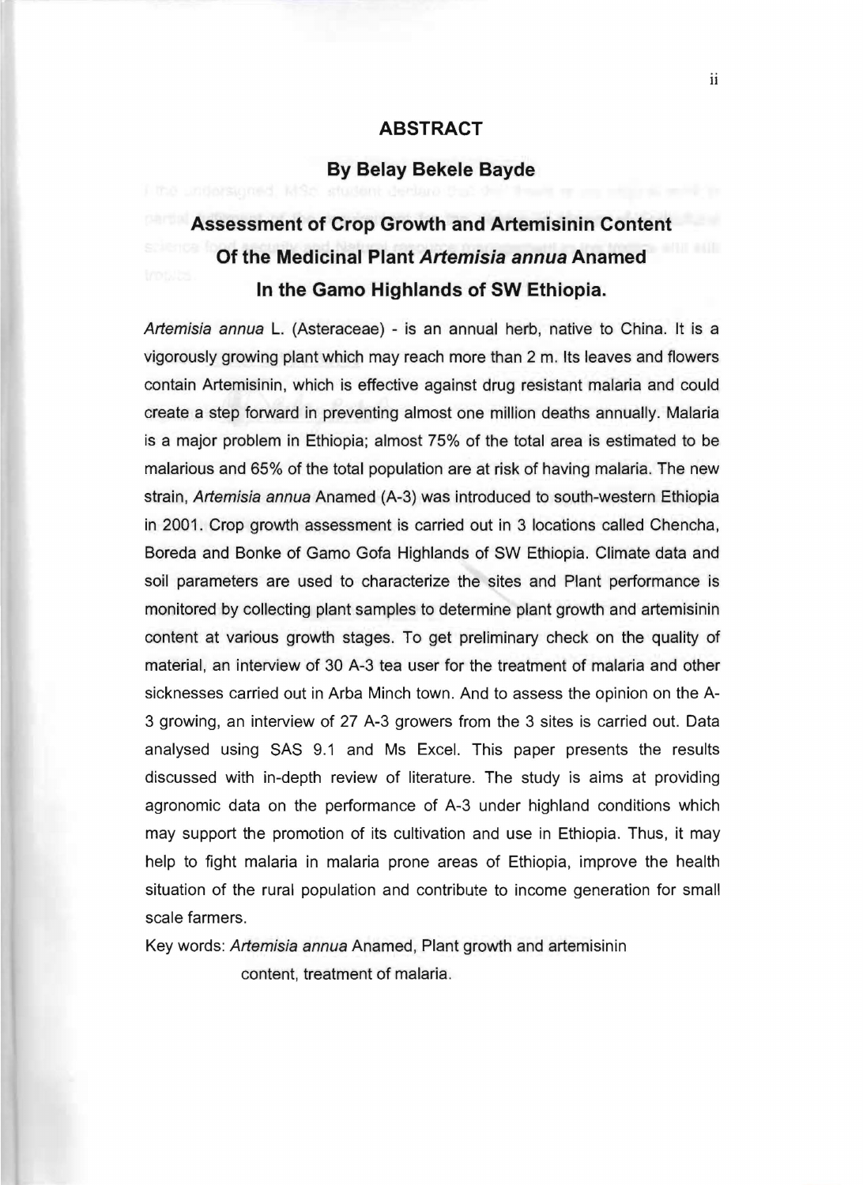## ABSTRACT

### By Belay Bekele Bayde

## Assessment of Crop Growth and Artemisinin Content Of the Medicinal Plant *Artemisia annua* Anamed In the Gamo Highlands of SW Ethiopia.

*Artemisia annua* L. (Asteraceae) - is an annual herb, native to China. It is a vigorously growing plant which may reach more than 2 m. Its leaves and flowers contain Artemisinin, which is effective against drug resistant malaria and could create a step forward in preventing almost one million deaths annually. Malaria is a major problem in Ethiopia; almost 75% of the total area is estimated to be malarious and 65% of the total population are at risk of having malaria. The new strain, *Artemisia annua* Anamed (A-3) was introduced to south-western Ethiopia in 2001. Crop growth assessment is carried out in 3 locations called Chencha, Boreda and Bonke of Gamo Gofa Highlands of SW Ethiopia. Climate data and soil parameters are used to characterize the sites and Plant performance is monitored by collecting plant samples to determine plant growth and artemisinin content at various growth stages. To get preliminary check on the quality of material, an interview of 30 A-3 tea user for the treatment of malaria and other sicknesses carried out in Arba Minch town. And to assess the opinion on the A-3 growing, an interview of 27 A-3 growers from the 3 sites is carried out. Data analysed using SAS 9.1 and Ms Excel. This paper presents the results discussed with in-depth review of literature. The study is aims at providing agronomic data on the performance of A-3 under highland conditions which may support the promotion of its cultivation and use in Ethiopia. Thus, it may help to fight malaria in malaria prone areas of Ethiopia, improve the health situation of the rural population and contribute to income generation for small scale farmers.

Key words: *Artemisia annua* Anamed, Plant growth and artemisinin content, treatment of malaria.